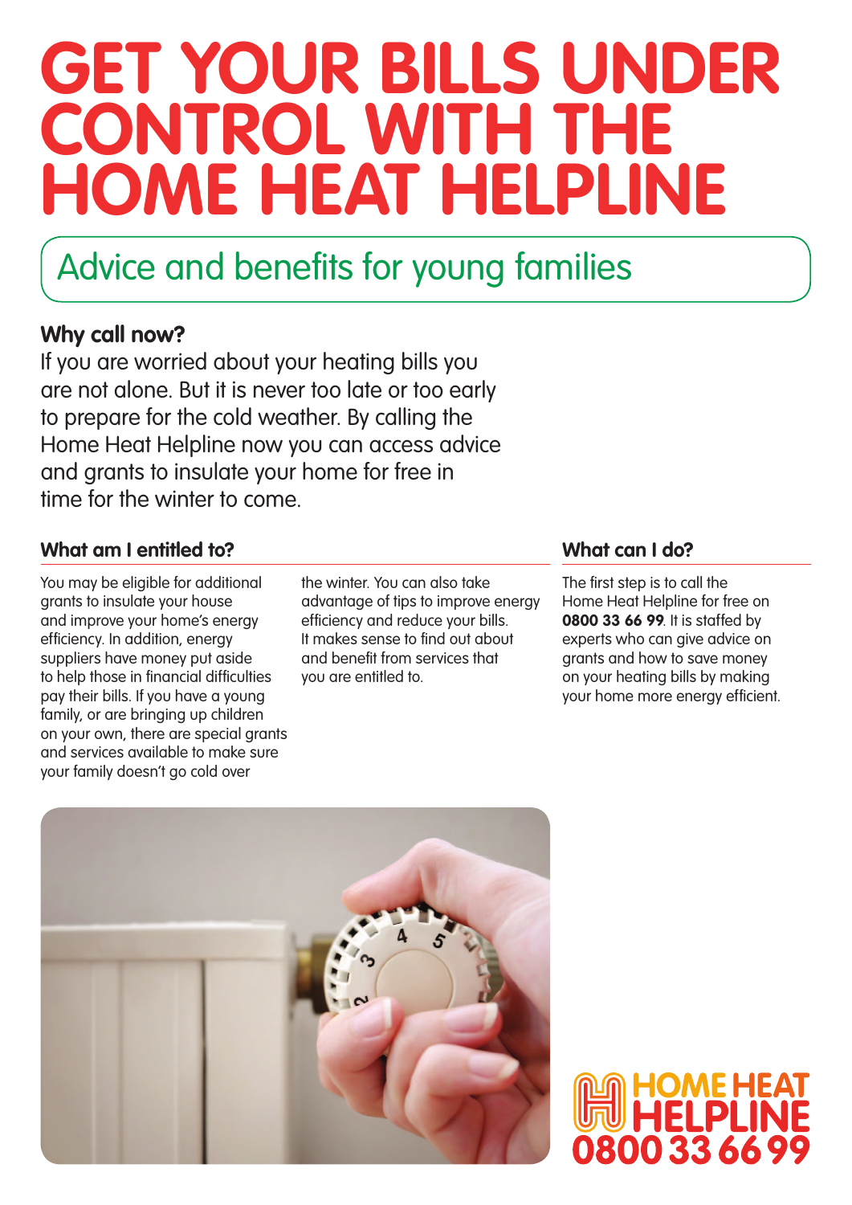# GET YOUR BILLS UNDER CONTROL WITH THE HOME HEAT HELPLINE

## Advice and benefits for young families

### Why call now?

If you are worried about your heating bills you are not alone. But it is never too late or too early to prepare for the cold weather. By calling the Home Heat Helpline now you can access advice and grants to insulate your home for free in time for the winter to come.

### What am I entitled to?

You may be eligible for additional grants to insulate your house and improve your home's energy efficiency. In addition, energy suppliers have money put aside to help those in financial difficulties pay their bills. If you have a young family, or are bringing up children on your own, there are special grants and services available to make sure your family doesn't go cold over the winter. You can also take advantage of tips to improve energy efficiency and reduce your bills. It makes sense to find out about and benefit from services that you are entitled to.

### What can I do?

The first step is to call the Home Heat Helpline for free on **0800 33 66 99**. It is staffed by experts who can give advice on grants and how to save money on your heating bills by making your home more energy efficient.

HOME HEAT HELPLINE
0800 33 66 99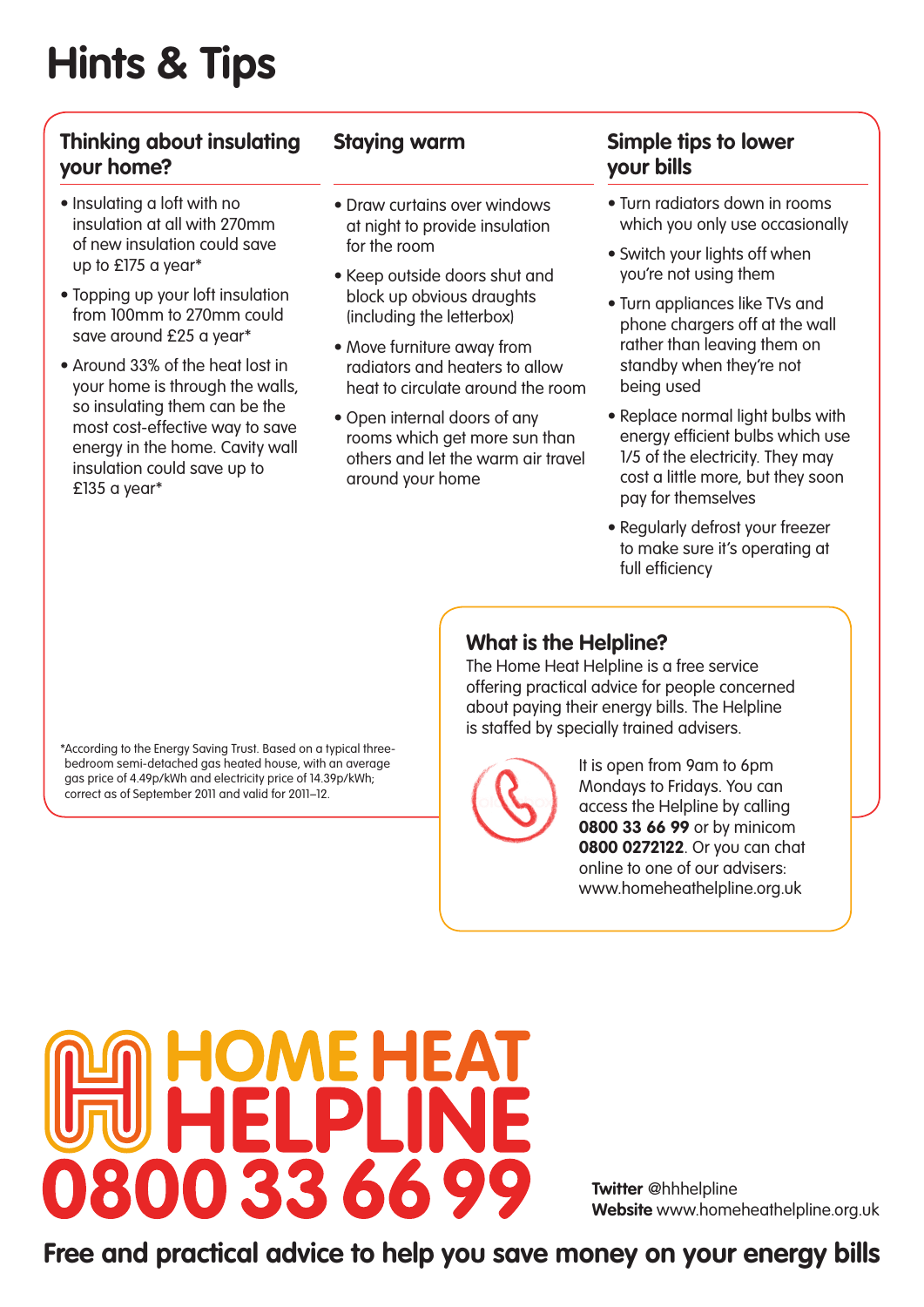# Hints & Tips

## Thinking about insulating your home?

- Insulating a loft with no insulation at all with 270mm of new insulation could save up to £175 a year*
- Topping up your loft insulation from 100mm to 270mm could save around £25 a year*
- Around 33% of the heat lost in your home is through the walls, so insulating them can be the most cost-effective way to save energy in the home. Cavity wall insulation could save up to £135 a year*

## Staying warm

- Draw curtains over windows at night to provide insulation for the room
- Keep outside doors shut and block up obvious draughts (including the letterbox)
- Move furniture away from radiators and heaters to allow heat to circulate around the room
- Open internal doors of any rooms which get more sun than others and let the warm air travel around your home

## Simple tips to lower your bills

- Turn radiators down in rooms which you only use occasionally
- Switch your lights off when you're not using them
- Turn appliances like TVs and phone chargers off at the wall rather than leaving them on standby when they're not being used
- Replace normal light bulbs with energy efficient bulbs which use 1/5 of the electricity. They may cost a little more, but they soon pay for themselves
- Regularly defrost your freezer to make sure it's operating at full efficiency

*According to the Energy Saving Trust. Based on a typical three-bedroom semi-detached gas heated house, with an average gas price of 4.49p/kWh and electricity price of 14.39p/kWh; correct as of September 2011 and valid for 2011–12.

## What is the Helpline?

The Home Heat Helpline is a free service offering practical advice for people concerned about paying their energy bills. The Helpline is staffed by specially trained advisers.

It is open from 9am to 6pm Mondays to Fridays. You can access the Helpline by calling **0800 33 66 99** or by minicom **0800 0272122**. Or you can chat online to one of our advisers: www.homeheathelpline.org.uk

HOME HEAT HELPLINE 0800 33 66 99

**Twitter** @hhhelpline
**Website** www.homeheathelpline.org.uk

**Free and practical advice to help you save money on your energy bills**